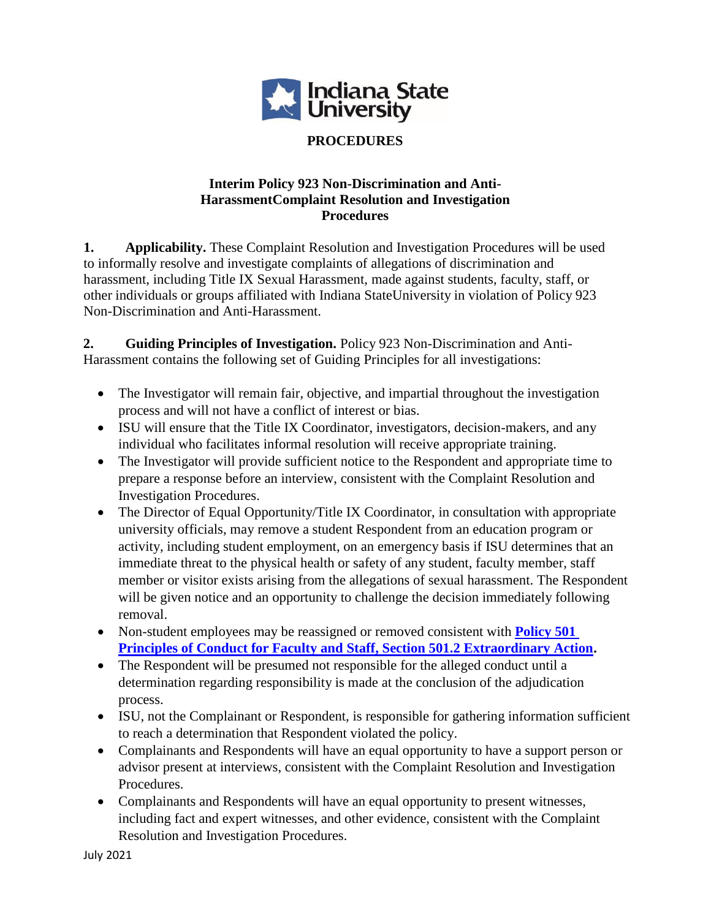## PROCEDURES

### Interim Policy 923 Non-Discrimination and Anti-HarassmentComplaint Resolution and Investigation Procedures

**1. Applicability.** These Complaint Resolution and Investigation Procedures will be used to informally resolve and investigate complaints of allegations of discrimination and harassment, including Title IX Sexual Harassment, made against students, faculty, staff, or other individuals or groups affiliated with Indiana StateUniversity in violation of Policy 923 Non-Discrimination and Anti-Harassment.

**2. Guiding Principles of Investigation.** Policy 923 Non-Discrimination and Anti-Harassment contains the following set of Guiding Principles for all investigations:

- The Investigator will remain fair, objective, and impartial throughout the investigation process and will not have a conflict of interest or bias.
- ISU will ensure that the Title IX Coordinator, investigators, decision-makers, and any individual who facilitates informal resolution will receive appropriate training.
- The Investigator will provide sufficient notice to the Respondent and appropriate time to prepare a response before an interview, consistent with the Complaint Resolution and Investigation Procedures.
- The Director of Equal Opportunity/Title IX Coordinator, in consultation with appropriate university officials, may remove a student Respondent from an education program or activity, including student employment, on an emergency basis if ISU determines that an immediate threat to the physical health or safety of any student, faculty member, staff member or visitor exists arising from the allegations of sexual harassment. The Respondent will be given notice and an opportunity to challenge the decision immediately following removal.
- Non-student employees may be reassigned or removed consistent with **Policy 501 Principles of Conduct for Faculty and Staff, Section 501.2 Extraordinary Action.**
- The Respondent will be presumed not responsible for the alleged conduct until a determination regarding responsibility is made at the conclusion of the adjudication process.
- ISU, not the Complainant or Respondent, is responsible for gathering information sufficient to reach a determination that Respondent violated the policy.
- Complainants and Respondents will have an equal opportunity to have a support person or advisor present at interviews, consistent with the Complaint Resolution and Investigation Procedures.
- Complainants and Respondents will have an equal opportunity to present witnesses, including fact and expert witnesses, and other evidence, consistent with the Complaint Resolution and Investigation Procedures.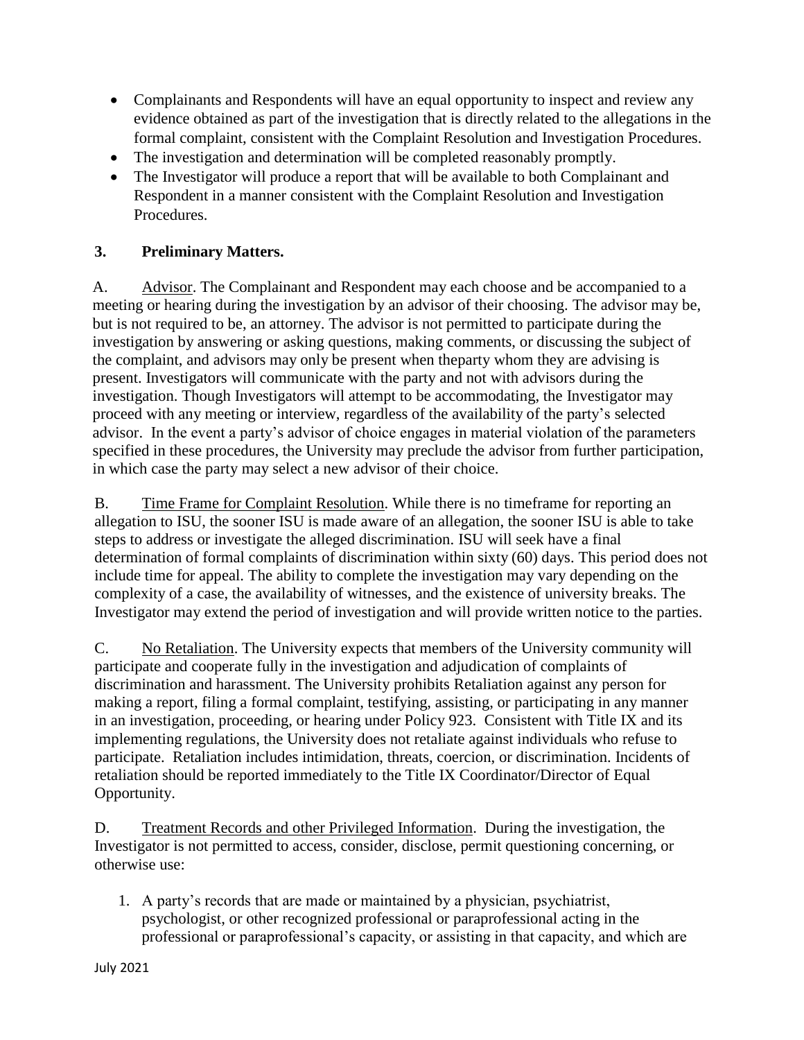- Complainants and Respondents will have an equal opportunity to inspect and review any evidence obtained as part of the investigation that is directly related to the allegations in the formal complaint, consistent with the Complaint Resolution and Investigation Procedures.
- The investigation and determination will be completed reasonably promptly.
- The Investigator will produce a report that will be available to both Complainant and Respondent in a manner consistent with the Complaint Resolution and Investigation Procedures.

## 3. Preliminary Matters.

A. Advisor. The Complainant and Respondent may each choose and be accompanied to a meeting or hearing during the investigation by an advisor of their choosing. The advisor may be, but is not required to be, an attorney. The advisor is not permitted to participate during the investigation by answering or asking questions, making comments, or discussing the subject of the complaint, and advisors may only be present when theparty whom they are advising is present. Investigators will communicate with the party and not with advisors during the investigation. Though Investigators will attempt to be accommodating, the Investigator may proceed with any meeting or interview, regardless of the availability of the party's selected advisor. In the event a party's advisor of choice engages in material violation of the parameters specified in these procedures, the University may preclude the advisor from further participation, in which case the party may select a new advisor of their choice.

B. Time Frame for Complaint Resolution. While there is no timeframe for reporting an allegation to ISU, the sooner ISU is made aware of an allegation, the sooner ISU is able to take steps to address or investigate the alleged discrimination. ISU will seek have a final determination of formal complaints of discrimination within sixty (60) days. This period does not include time for appeal. The ability to complete the investigation may vary depending on the complexity of a case, the availability of witnesses, and the existence of university breaks. The Investigator may extend the period of investigation and will provide written notice to the parties.

C. No Retaliation. The University expects that members of the University community will participate and cooperate fully in the investigation and adjudication of complaints of discrimination and harassment. The University prohibits Retaliation against any person for making a report, filing a formal complaint, testifying, assisting, or participating in any manner in an investigation, proceeding, or hearing under Policy 923. Consistent with Title IX and its implementing regulations, the University does not retaliate against individuals who refuse to participate. Retaliation includes intimidation, threats, coercion, or discrimination. Incidents of retaliation should be reported immediately to the Title IX Coordinator/Director of Equal Opportunity.

D. Treatment Records and other Privileged Information. During the investigation, the Investigator is not permitted to access, consider, disclose, permit questioning concerning, or otherwise use:

1. A party's records that are made or maintained by a physician, psychiatrist, psychologist, or other recognized professional or paraprofessional acting in the professional or paraprofessional's capacity, or assisting in that capacity, and which are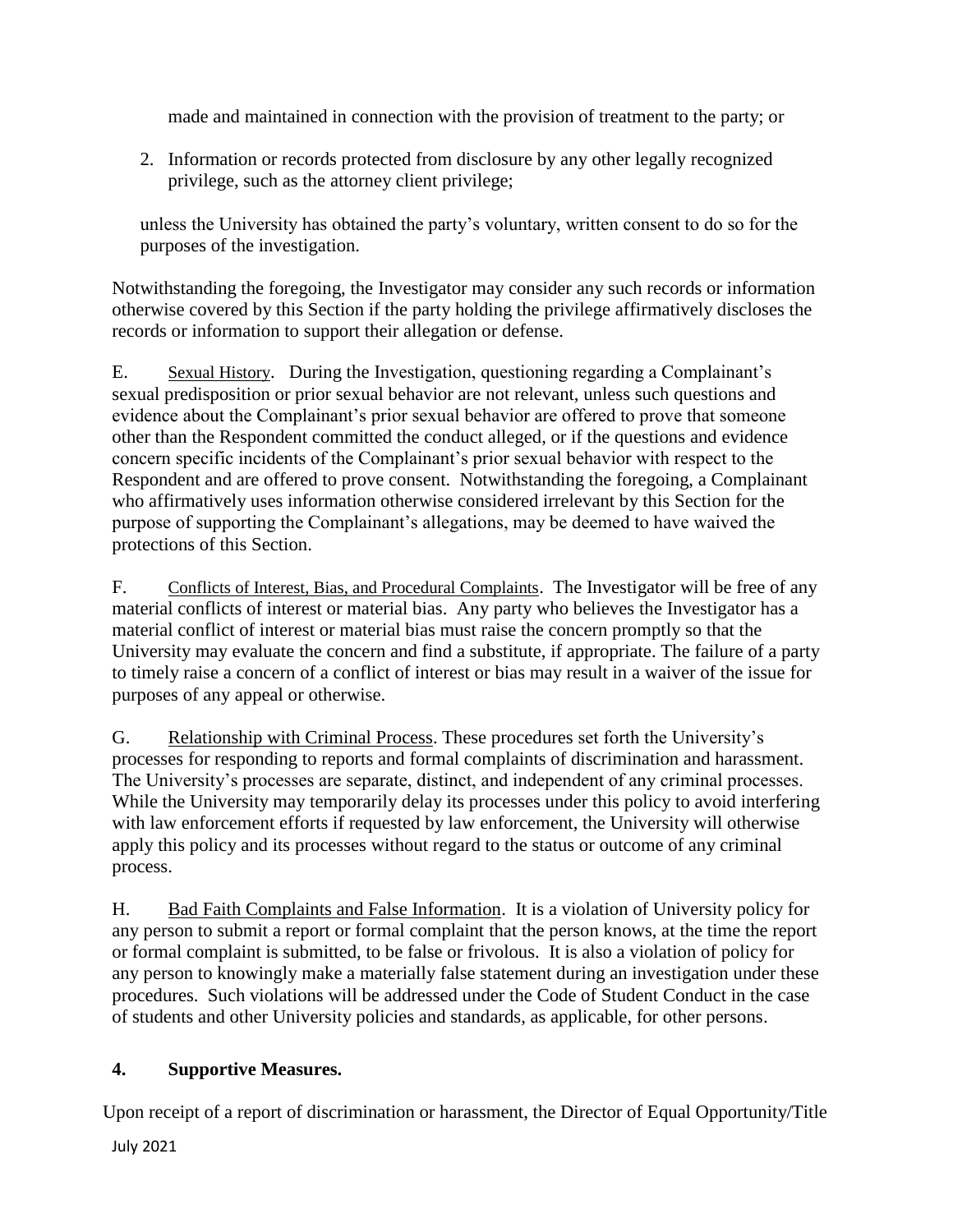made and maintained in connection with the provision of treatment to the party; or

2. Information or records protected from disclosure by any other legally recognized privilege, such as the attorney client privilege;

unless the University has obtained the party's voluntary, written consent to do so for the purposes of the investigation.

Notwithstanding the foregoing, the Investigator may consider any such records or information otherwise covered by this Section if the party holding the privilege affirmatively discloses the records or information to support their allegation or defense.

E. Sexual History. During the Investigation, questioning regarding a Complainant's sexual predisposition or prior sexual behavior are not relevant, unless such questions and evidence about the Complainant's prior sexual behavior are offered to prove that someone other than the Respondent committed the conduct alleged, or if the questions and evidence concern specific incidents of the Complainant's prior sexual behavior with respect to the Respondent and are offered to prove consent. Notwithstanding the foregoing, a Complainant who affirmatively uses information otherwise considered irrelevant by this Section for the purpose of supporting the Complainant's allegations, may be deemed to have waived the protections of this Section.

F. Conflicts of Interest, Bias, and Procedural Complaints. The Investigator will be free of any material conflicts of interest or material bias. Any party who believes the Investigator has a material conflict of interest or material bias must raise the concern promptly so that the University may evaluate the concern and find a substitute, if appropriate. The failure of a party to timely raise a concern of a conflict of interest or bias may result in a waiver of the issue for purposes of any appeal or otherwise.

G. Relationship with Criminal Process. These procedures set forth the University's processes for responding to reports and formal complaints of discrimination and harassment. The University's processes are separate, distinct, and independent of any criminal processes. While the University may temporarily delay its processes under this policy to avoid interfering with law enforcement efforts if requested by law enforcement, the University will otherwise apply this policy and its processes without regard to the status or outcome of any criminal process.

H. Bad Faith Complaints and False Information. It is a violation of University policy for any person to submit a report or formal complaint that the person knows, at the time the report or formal complaint is submitted, to be false or frivolous. It is also a violation of policy for any person to knowingly make a materially false statement during an investigation under these procedures. Such violations will be addressed under the Code of Student Conduct in the case of students and other University policies and standards, as applicable, for other persons.

## 4. Supportive Measures.

Upon receipt of a report of discrimination or harassment, the Director of Equal Opportunity/Title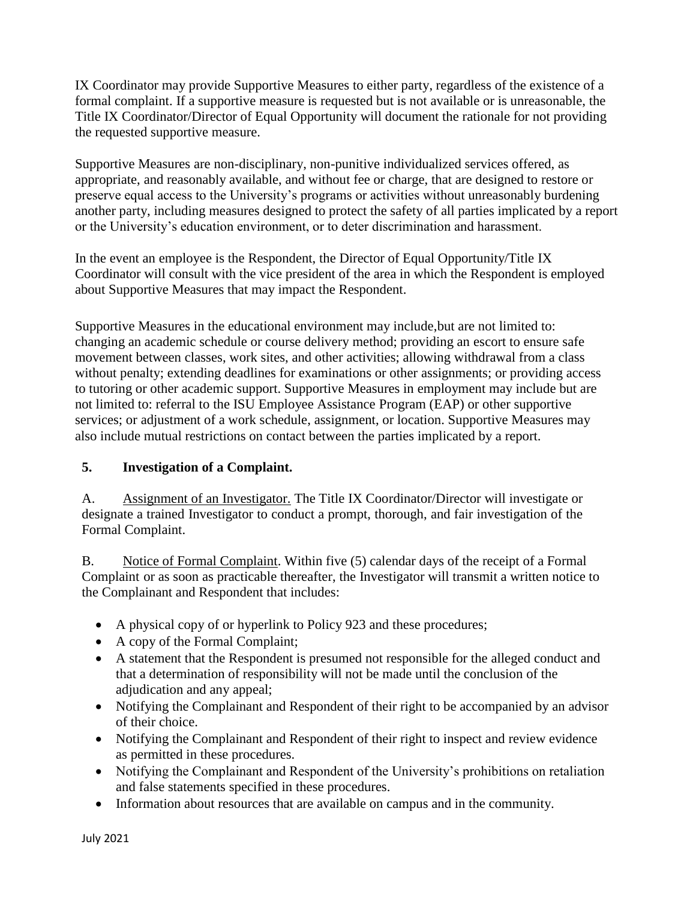IX Coordinator may provide Supportive Measures to either party, regardless of the existence of a formal complaint. If a supportive measure is requested but is not available or is unreasonable, the Title IX Coordinator/Director of Equal Opportunity will document the rationale for not providing the requested supportive measure.

Supportive Measures are non-disciplinary, non-punitive individualized services offered, as appropriate, and reasonably available, and without fee or charge, that are designed to restore or preserve equal access to the University's programs or activities without unreasonably burdening another party, including measures designed to protect the safety of all parties implicated by a report or the University's education environment, or to deter discrimination and harassment.

In the event an employee is the Respondent, the Director of Equal Opportunity/Title IX Coordinator will consult with the vice president of the area in which the Respondent is employed about Supportive Measures that may impact the Respondent.

Supportive Measures in the educational environment may include,but are not limited to: changing an academic schedule or course delivery method; providing an escort to ensure safe movement between classes, work sites, and other activities; allowing withdrawal from a class without penalty; extending deadlines for examinations or other assignments; or providing access to tutoring or other academic support. Supportive Measures in employment may include but are not limited to: referral to the ISU Employee Assistance Program (EAP) or other supportive services; or adjustment of a work schedule, assignment, or location. Supportive Measures may also include mutual restrictions on contact between the parties implicated by a report.

**5. Investigation of a Complaint.**

A. Assignment of an Investigator. The Title IX Coordinator/Director will investigate or designate a trained Investigator to conduct a prompt, thorough, and fair investigation of the Formal Complaint.

B. Notice of Formal Complaint. Within five (5) calendar days of the receipt of a Formal Complaint or as soon as practicable thereafter, the Investigator will transmit a written notice to the Complainant and Respondent that includes:

- A physical copy of or hyperlink to Policy 923 and these procedures;
- A copy of the Formal Complaint;
- A statement that the Respondent is presumed not responsible for the alleged conduct and that a determination of responsibility will not be made until the conclusion of the adjudication and any appeal;
- Notifying the Complainant and Respondent of their right to be accompanied by an advisor of their choice.
- Notifying the Complainant and Respondent of their right to inspect and review evidence as permitted in these procedures.
- Notifying the Complainant and Respondent of the University's prohibitions on retaliation and false statements specified in these procedures.
- Information about resources that are available on campus and in the community.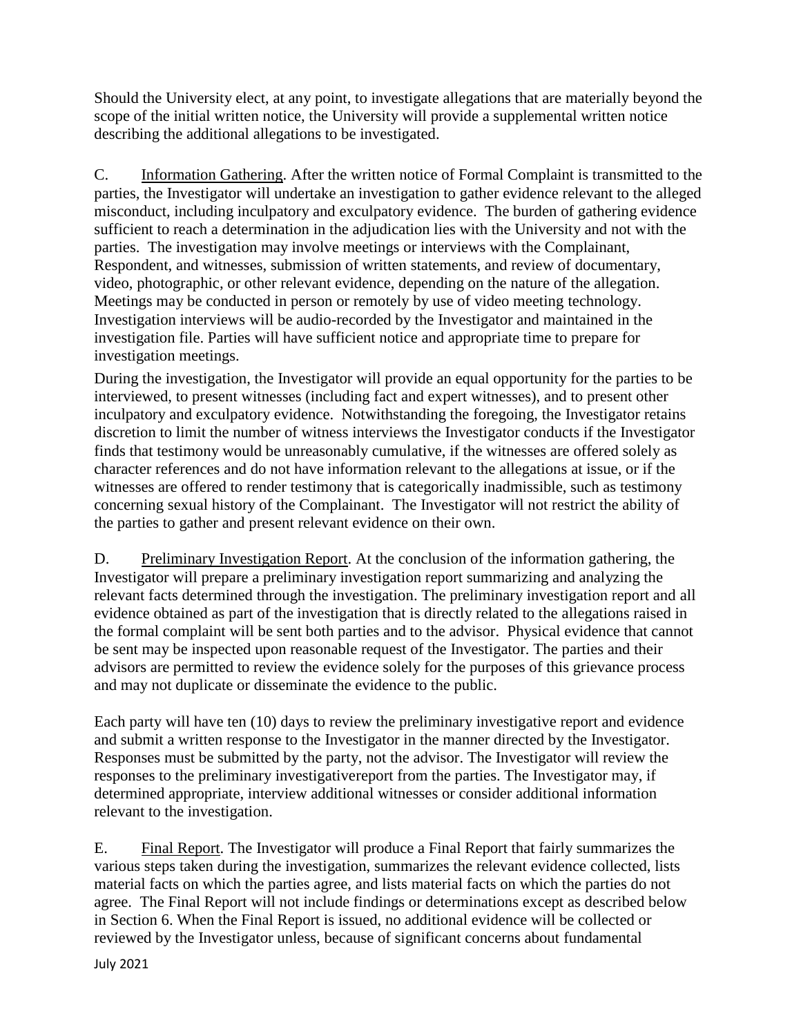Should the University elect, at any point, to investigate allegations that are materially beyond the scope of the initial written notice, the University will provide a supplemental written notice describing the additional allegations to be investigated.

C. <u>Information Gathering</u>. After the written notice of Formal Complaint is transmitted to the parties, the Investigator will undertake an investigation to gather evidence relevant to the alleged misconduct, including inculpatory and exculpatory evidence. The burden of gathering evidence sufficient to reach a determination in the adjudication lies with the University and not with the parties. The investigation may involve meetings or interviews with the Complainant, Respondent, and witnesses, submission of written statements, and review of documentary, video, photographic, or other relevant evidence, depending on the nature of the allegation. Meetings may be conducted in person or remotely by use of video meeting technology. Investigation interviews will be audio-recorded by the Investigator and maintained in the investigation file. Parties will have sufficient notice and appropriate time to prepare for investigation meetings.

During the investigation, the Investigator will provide an equal opportunity for the parties to be interviewed, to present witnesses (including fact and expert witnesses), and to present other inculpatory and exculpatory evidence. Notwithstanding the foregoing, the Investigator retains discretion to limit the number of witness interviews the Investigator conducts if the Investigator finds that testimony would be unreasonably cumulative, if the witnesses are offered solely as character references and do not have information relevant to the allegations at issue, or if the witnesses are offered to render testimony that is categorically inadmissible, such as testimony concerning sexual history of the Complainant. The Investigator will not restrict the ability of the parties to gather and present relevant evidence on their own.

D. <u>Preliminary Investigation Report</u>. At the conclusion of the information gathering, the Investigator will prepare a preliminary investigation report summarizing and analyzing the relevant facts determined through the investigation. The preliminary investigation report and all evidence obtained as part of the investigation that is directly related to the allegations raised in the formal complaint will be sent both parties and to the advisor. Physical evidence that cannot be sent may be inspected upon reasonable request of the Investigator. The parties and their advisors are permitted to review the evidence solely for the purposes of this grievance process and may not duplicate or disseminate the evidence to the public.

Each party will have ten (10) days to review the preliminary investigative report and evidence and submit a written response to the Investigator in the manner directed by the Investigator. Responses must be submitted by the party, not the advisor. The Investigator will review the responses to the preliminary investigativereport from the parties. The Investigator may, if determined appropriate, interview additional witnesses or consider additional information relevant to the investigation.

E. <u>Final Report</u>. The Investigator will produce a Final Report that fairly summarizes the various steps taken during the investigation, summarizes the relevant evidence collected, lists material facts on which the parties agree, and lists material facts on which the parties do not agree. The Final Report will not include findings or determinations except as described below in Section 6. When the Final Report is issued, no additional evidence will be collected or reviewed by the Investigator unless, because of significant concerns about fundamental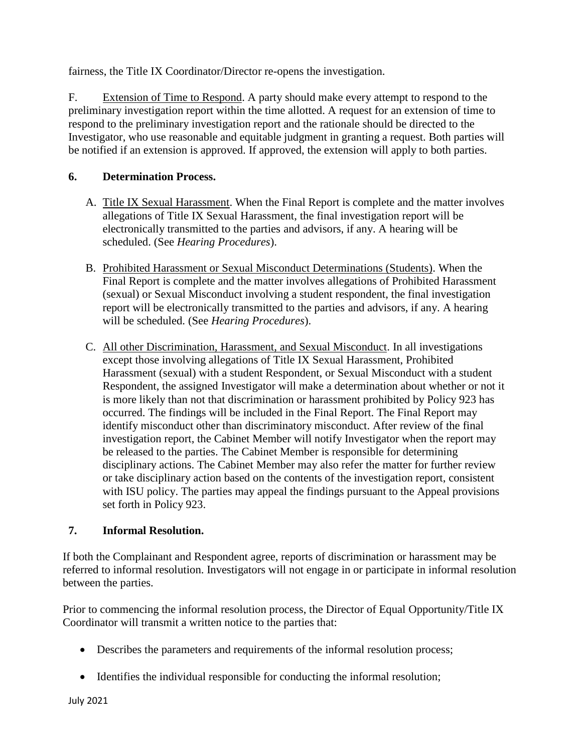fairness, the Title IX Coordinator/Director re-opens the investigation.

F. Extension of Time to Respond. A party should make every attempt to respond to the preliminary investigation report within the time allotted. A request for an extension of time to respond to the preliminary investigation report and the rationale should be directed to the Investigator, who use reasonable and equitable judgment in granting a request. Both parties will be notified if an extension is approved. If approved, the extension will apply to both parties.

**6. Determination Process.**

A. Title IX Sexual Harassment. When the Final Report is complete and the matter involves allegations of Title IX Sexual Harassment, the final investigation report will be electronically transmitted to the parties and advisors, if any. A hearing will be scheduled. (See *Hearing Procedures*).

B. Prohibited Harassment or Sexual Misconduct Determinations (Students). When the Final Report is complete and the matter involves allegations of Prohibited Harassment (sexual) or Sexual Misconduct involving a student respondent, the final investigation report will be electronically transmitted to the parties and advisors, if any. A hearing will be scheduled. (See *Hearing Procedures*).

C. All other Discrimination, Harassment, and Sexual Misconduct. In all investigations except those involving allegations of Title IX Sexual Harassment, Prohibited Harassment (sexual) with a student Respondent, or Sexual Misconduct with a student Respondent, the assigned Investigator will make a determination about whether or not it is more likely than not that discrimination or harassment prohibited by Policy 923 has occurred. The findings will be included in the Final Report. The Final Report may identify misconduct other than discriminatory misconduct. After review of the final investigation report, the Cabinet Member will notify Investigator when the report may be released to the parties. The Cabinet Member is responsible for determining disciplinary actions. The Cabinet Member may also refer the matter for further review or take disciplinary action based on the contents of the investigation report, consistent with ISU policy. The parties may appeal the findings pursuant to the Appeal provisions set forth in Policy 923.

**7. Informal Resolution.**

If both the Complainant and Respondent agree, reports of discrimination or harassment may be referred to informal resolution. Investigators will not engage in or participate in informal resolution between the parties.

Prior to commencing the informal resolution process, the Director of Equal Opportunity/Title IX Coordinator will transmit a written notice to the parties that:

- Describes the parameters and requirements of the informal resolution process;
- Identifies the individual responsible for conducting the informal resolution;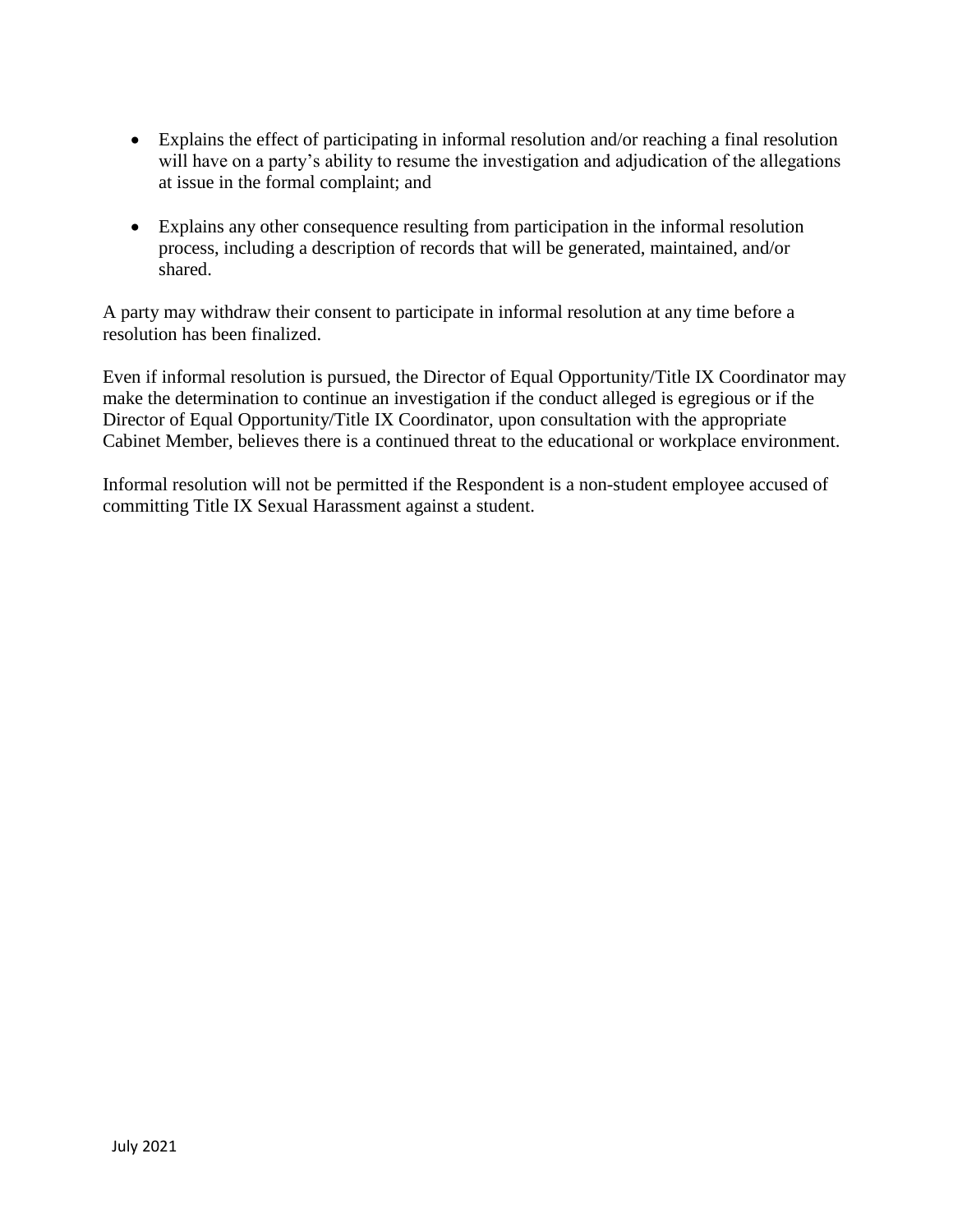- Explains the effect of participating in informal resolution and/or reaching a final resolution will have on a party's ability to resume the investigation and adjudication of the allegations at issue in the formal complaint; and

- Explains any other consequence resulting from participation in the informal resolution process, including a description of records that will be generated, maintained, and/or shared.

A party may withdraw their consent to participate in informal resolution at any time before a resolution has been finalized.

Even if informal resolution is pursued, the Director of Equal Opportunity/Title IX Coordinator may make the determination to continue an investigation if the conduct alleged is egregious or if the Director of Equal Opportunity/Title IX Coordinator, upon consultation with the appropriate Cabinet Member, believes there is a continued threat to the educational or workplace environment.

Informal resolution will not be permitted if the Respondent is a non-student employee accused of committing Title IX Sexual Harassment against a student.